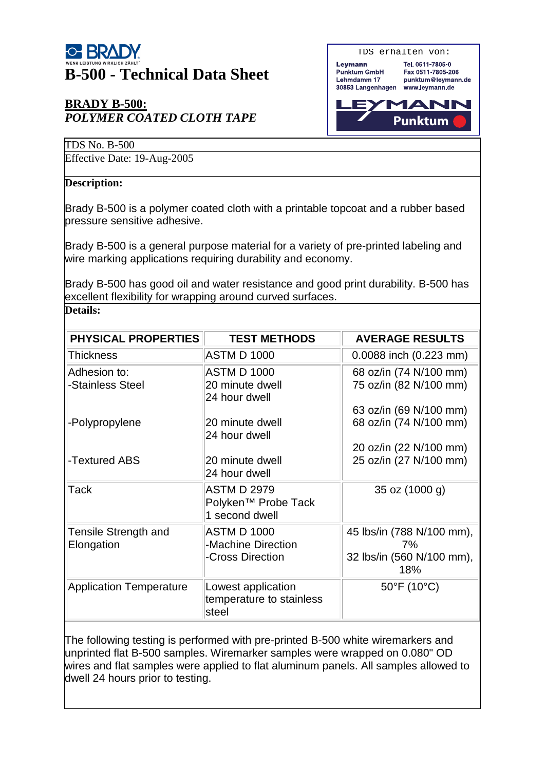BRADY
WENN LEISTUNG WIRKLICH ZÄHLT

# B-500 - Technical Data Sheet

TDS erhalten von:

Leymann
Punktum GmbH
Lehmdamm 17
30853 Langenhagen

Tel. 0511-7805-0
Fax 0511-7805-206
punktum@leymann.de
www.leymann.de

LEYMANN Punktum

## BRADY B-500:

## *POLYMER COATED CLOTH TAPE*

TDS No. B-500

Effective Date: 19-Aug-2005

**Description:**

Brady B-500 is a polymer coated cloth with a printable topcoat and a rubber based pressure sensitive adhesive.

Brady B-500 is a general purpose material for a variety of pre-printed labeling and wire marking applications requiring durability and economy.

Brady B-500 has good oil and water resistance and good print durability. B-500 has excellent flexibility for wrapping around curved surfaces.

**Details:**

| PHYSICAL PROPERTIES | TEST METHODS | AVERAGE RESULTS |
|---|---|---|
| Thickness | ASTM D 1000 | 0.0088 inch (0.223 mm) |
| Adhesion to: | ASTM D 1000 | |
| -Stainless Steel | 20 minute dwell | 68 oz/in (74 N/100 mm) |
| | 24 hour dwell | 75 oz/in (82 N/100 mm) |
| -Polypropylene | 20 minute dwell | 63 oz/in (69 N/100 mm) |
| | 24 hour dwell | 68 oz/in (74 N/100 mm) |
| -Textured ABS | 20 minute dwell | 20 oz/in (22 N/100 mm) |
| | 24 hour dwell | 25 oz/in (27 N/100 mm) |
| Tack | ASTM D 2979 Polyken™ Probe Tack 1 second dwell | 35 oz (1000 g) |
| Tensile Strength and Elongation | ASTM D 1000 | |
| | -Machine Direction | 45 lbs/in (788 N/100 mm), 7% |
| | -Cross Direction | 32 lbs/in (560 N/100 mm), 18% |
| Application Temperature | Lowest application temperature to stainless steel | 50°F (10°C) |

The following testing is performed with pre-printed B-500 white wiremarkers and unprinted flat B-500 samples. Wiremarker samples were wrapped on 0.080" OD wires and flat samples were applied to flat aluminum panels. All samples allowed to dwell 24 hours prior to testing.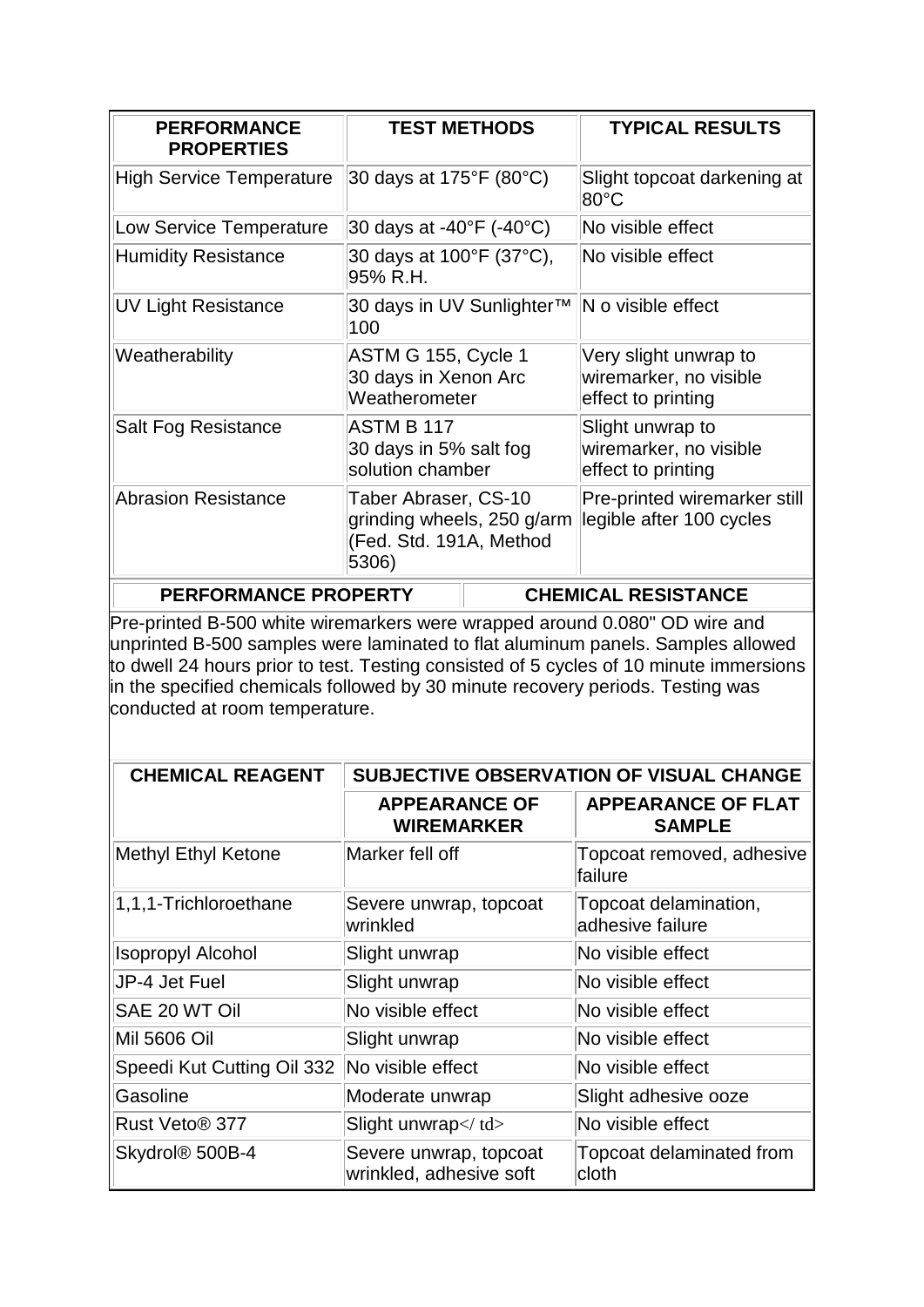| PERFORMANCE PROPERTIES | TEST METHODS | TYPICAL RESULTS |
| --- | --- | --- |
| High Service Temperature | 30 days at 175°F (80°C) | Slight topcoat darkening at 80°C |
| Low Service Temperature | 30 days at -40°F (-40°C) | No visible effect |
| Humidity Resistance | 30 days at 100°F (37°C), 95% R.H. | No visible effect |
| UV Light Resistance | 30 days in UV Sunlighter™ 100 | N o visible effect |
| Weatherability | ASTM G 155, Cycle 1<br>30 days in Xenon Arc Weatherometer | Very slight unwrap to wiremarker, no visible effect to printing |
| Salt Fog Resistance | ASTM B 117<br>30 days in 5% salt fog solution chamber | Slight unwrap to wiremarker, no visible effect to printing |
| Abrasion Resistance | Taber Abraser, CS-10 grinding wheels, 250 g/arm (Fed. Std. 191A, Method 5306) | Pre-printed wiremarker still legible after 100 cycles |

| PERFORMANCE PROPERTY | CHEMICAL RESISTANCE |
| --- | --- |

Pre-printed B-500 white wiremarkers were wrapped around 0.080" OD wire and unprinted B-500 samples were laminated to flat aluminum panels. Samples allowed to dwell 24 hours prior to test. Testing consisted of 5 cycles of 10 minute immersions in the specified chemicals followed by 30 minute recovery periods. Testing was conducted at room temperature.

| CHEMICAL REAGENT | SUBJECTIVE OBSERVATION OF VISUAL CHANGE | |
| --- | --- | --- |
| | APPEARANCE OF WIREMARKER | APPEARANCE OF FLAT SAMPLE |
| Methyl Ethyl Ketone | Marker fell off | Topcoat removed, adhesive failure |
| 1,1,1-Trichloroethane | Severe unwrap, topcoat wrinkled | Topcoat delamination, adhesive failure |
| Isopropyl Alcohol | Slight unwrap | No visible effect |
| JP-4 Jet Fuel | Slight unwrap | No visible effect |
| SAE 20 WT Oil | No visible effect | No visible effect |
| Mil 5606 Oil | Slight unwrap | No visible effect |
| Speedi Kut Cutting Oil 332 | No visible effect | No visible effect |
| Gasoline | Moderate unwrap | Slight adhesive ooze |
| Rust Veto® 377 | Slight unwrap</ td> | No visible effect |
| Skydrol® 500B-4 | Severe unwrap, topcoat wrinkled, adhesive soft | Topcoat delaminated from cloth |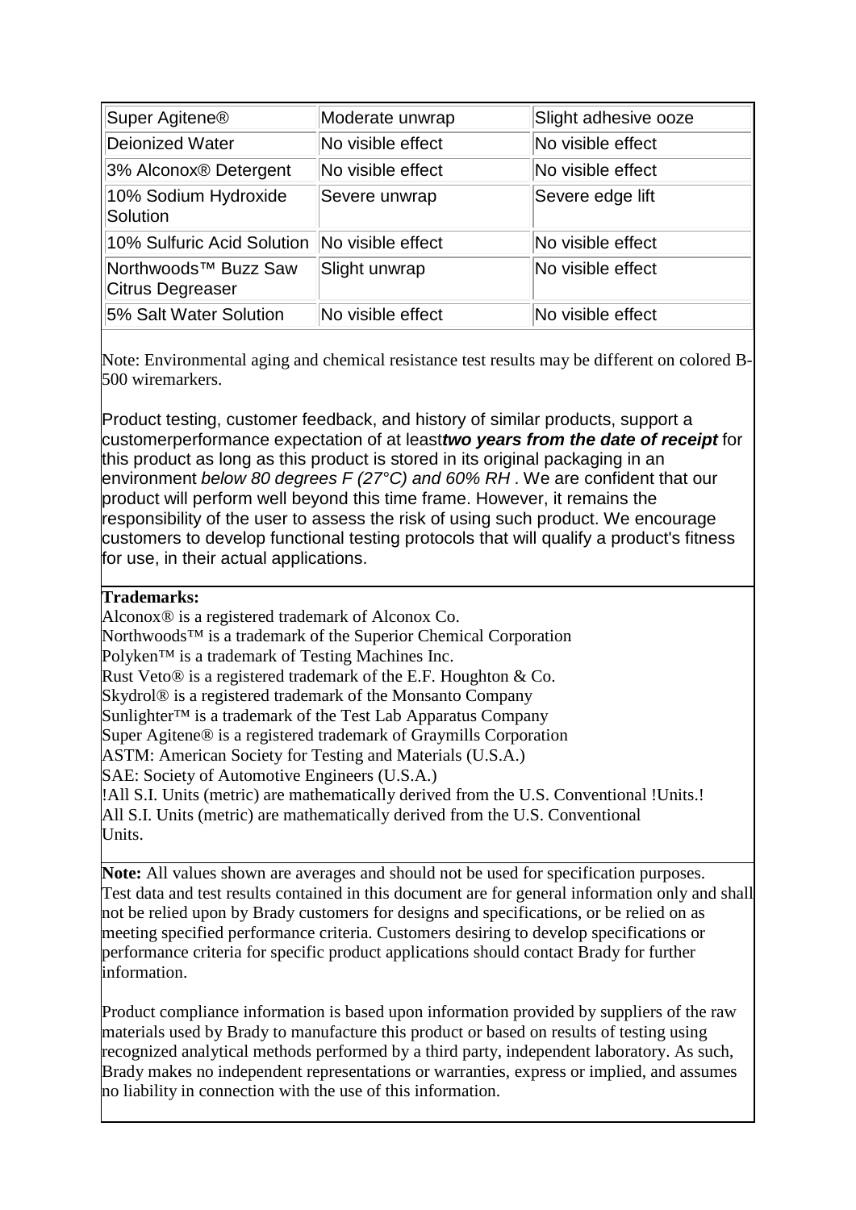| Super Agitene® | Moderate unwrap | Slight adhesive ooze |
| --- | --- | --- |
| Deionized Water | No visible effect | No visible effect |
| 3% Alconox® Detergent | No visible effect | No visible effect |
| 10% Sodium Hydroxide Solution | Severe unwrap | Severe edge lift |
| 10% Sulfuric Acid Solution | No visible effect | No visible effect |
| Northwoods™ Buzz Saw Citrus Degreaser | Slight unwrap | No visible effect |
| 5% Salt Water Solution | No visible effect | No visible effect |

Note: Environmental aging and chemical resistance test results may be different on colored B-500 wiremarkers.

Product testing, customer feedback, and history of similar products, support a customerperformance expectation of at least***two years from the date of receipt*** for this product as long as this product is stored in its original packaging in an environment *below 80 degrees F (27°C) and 60% RH* . We are confident that our product will perform well beyond this time frame. However, it remains the responsibility of the user to assess the risk of using such product. We encourage customers to develop functional testing protocols that will qualify a product's fitness for use, in their actual applications.

**Trademarks:**
Alconox® is a registered trademark of Alconox Co.
Northwoods™ is a trademark of the Superior Chemical Corporation
Polyken™ is a trademark of Testing Machines Inc.
Rust Veto® is a registered trademark of the E.F. Houghton & Co.
Skydrol® is a registered trademark of the Monsanto Company
Sunlighter™ is a trademark of the Test Lab Apparatus Company
Super Agitene® is a registered trademark of Graymills Corporation
ASTM: American Society for Testing and Materials (U.S.A.)
SAE: Society of Automotive Engineers (U.S.A.)
!All S.I. Units (metric) are mathematically derived from the U.S. Conventional !Units.!
All S.I. Units (metric) are mathematically derived from the U.S. Conventional Units.

**Note:** All values shown are averages and should not be used for specification purposes. Test data and test results contained in this document are for general information only and shall not be relied upon by Brady customers for designs and specifications, or be relied on as meeting specified performance criteria. Customers desiring to develop specifications or performance criteria for specific product applications should contact Brady for further information.

Product compliance information is based upon information provided by suppliers of the raw materials used by Brady to manufacture this product or based on results of testing using recognized analytical methods performed by a third party, independent laboratory. As such, Brady makes no independent representations or warranties, express or implied, and assumes no liability in connection with the use of this information.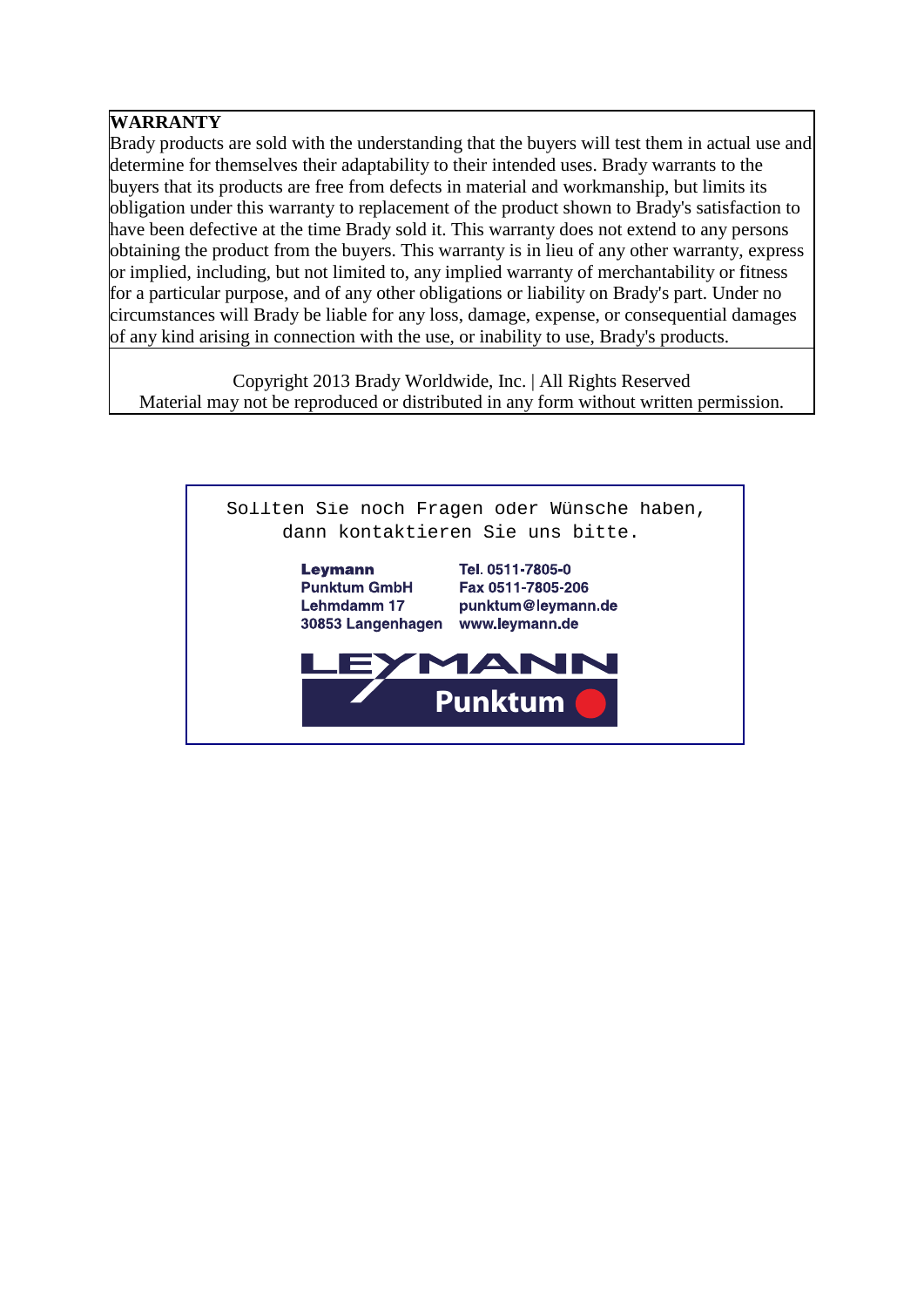**WARRANTY**

Brady products are sold with the understanding that the buyers will test them in actual use and determine for themselves their adaptability to their intended uses. Brady warrants to the buyers that its products are free from defects in material and workmanship, but limits its obligation under this warranty to replacement of the product shown to Brady's satisfaction to have been defective at the time Brady sold it. This warranty does not extend to any persons obtaining the product from the buyers. This warranty is in lieu of any other warranty, express or implied, including, but not limited to, any implied warranty of merchantability or fitness for a particular purpose, and of any other obligations or liability on Brady's part. Under no circumstances will Brady be liable for any loss, damage, expense, or consequential damages of any kind arising in connection with the use, or inability to use, Brady's products.

Copyright 2013 Brady Worldwide, Inc. | All Rights Reserved
Material may not be reproduced or distributed in any form without written permission.

Sollten Sie noch Fragen oder Wünsche haben, dann kontaktieren Sie uns bitte.

**Leymann**
**Punktum GmbH**
**Lehmdamm 17**
**30853 Langenhagen**

**Tel. 0511-7805-0**
**Fax 0511-7805-206**
**punktum@leymann.de**
**www.leymann.de**

LEYMANN Punktum